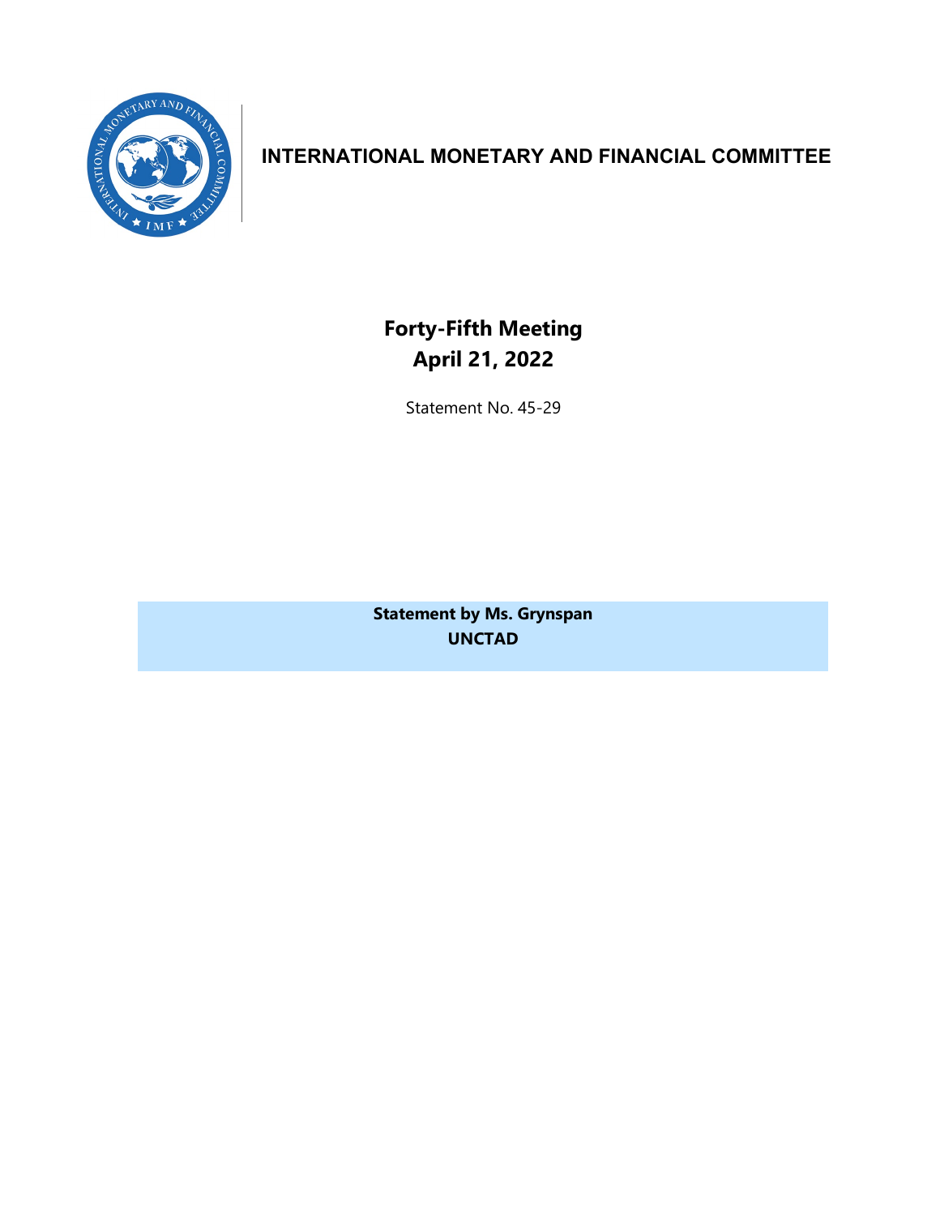# INTERNATIONAL MONETARY AND FINANCIAL COMMITTEE

## Forty-Fifth Meeting
## April 21, 2022

Statement No. 45-29

**Statement by Ms. Grynspan**
**UNCTAD**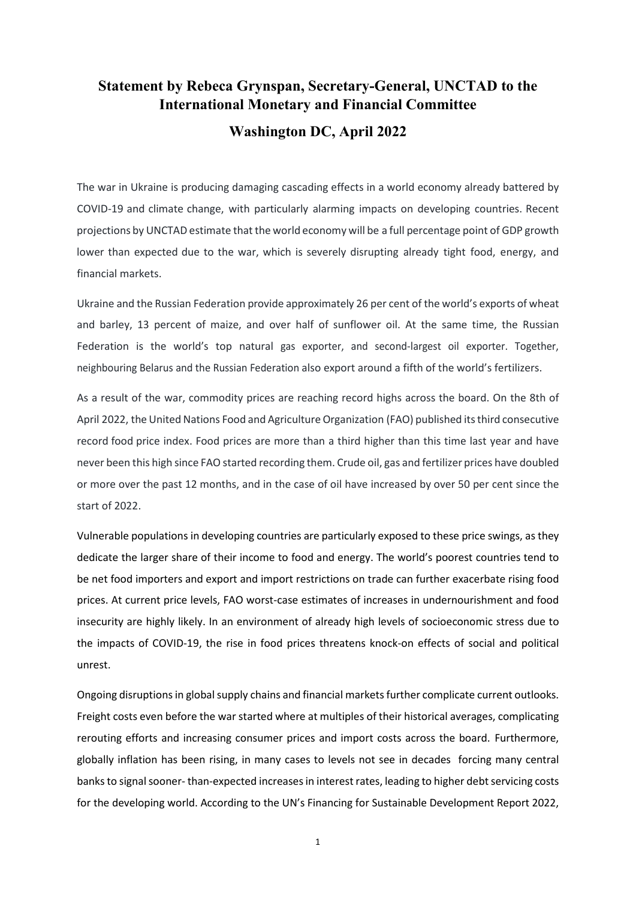# Statement by Rebeca Grynspan, Secretary-General, UNCTAD to the International Monetary and Financial Committee

## Washington DC, April 2022

The war in Ukraine is producing damaging cascading effects in a world economy already battered by COVID-19 and climate change, with particularly alarming impacts on developing countries. Recent projections by UNCTAD estimate that the world economy will be a full percentage point of GDP growth lower than expected due to the war, which is severely disrupting already tight food, energy, and financial markets.

Ukraine and the Russian Federation provide approximately 26 per cent of the world's exports of wheat and barley, 13 percent of maize, and over half of sunflower oil. At the same time, the Russian Federation is the world's top natural gas exporter, and second-largest oil exporter. Together, neighbouring Belarus and the Russian Federation also export around a fifth of the world's fertilizers.

As a result of the war, commodity prices are reaching record highs across the board. On the 8th of April 2022, the United Nations Food and Agriculture Organization (FAO) published its third consecutive record food price index. Food prices are more than a third higher than this time last year and have never been this high since FAO started recording them. Crude oil, gas and fertilizer prices have doubled or more over the past 12 months, and in the case of oil have increased by over 50 per cent since the start of 2022.

Vulnerable populations in developing countries are particularly exposed to these price swings, as they dedicate the larger share of their income to food and energy. The world's poorest countries tend to be net food importers and export and import restrictions on trade can further exacerbate rising food prices. At current price levels, FAO worst-case estimates of increases in undernourishment and food insecurity are highly likely. In an environment of already high levels of socioeconomic stress due to the impacts of COVID-19, the rise in food prices threatens knock-on effects of social and political unrest.

Ongoing disruptions in global supply chains and financial markets further complicate current outlooks. Freight costs even before the war started where at multiples of their historical averages, complicating rerouting efforts and increasing consumer prices and import costs across the board. Furthermore, globally inflation has been rising, in many cases to levels not see in decades forcing many central banks to signal sooner- than-expected increases in interest rates, leading to higher debt servicing costs for the developing world. According to the UN's Financing for Sustainable Development Report 2022,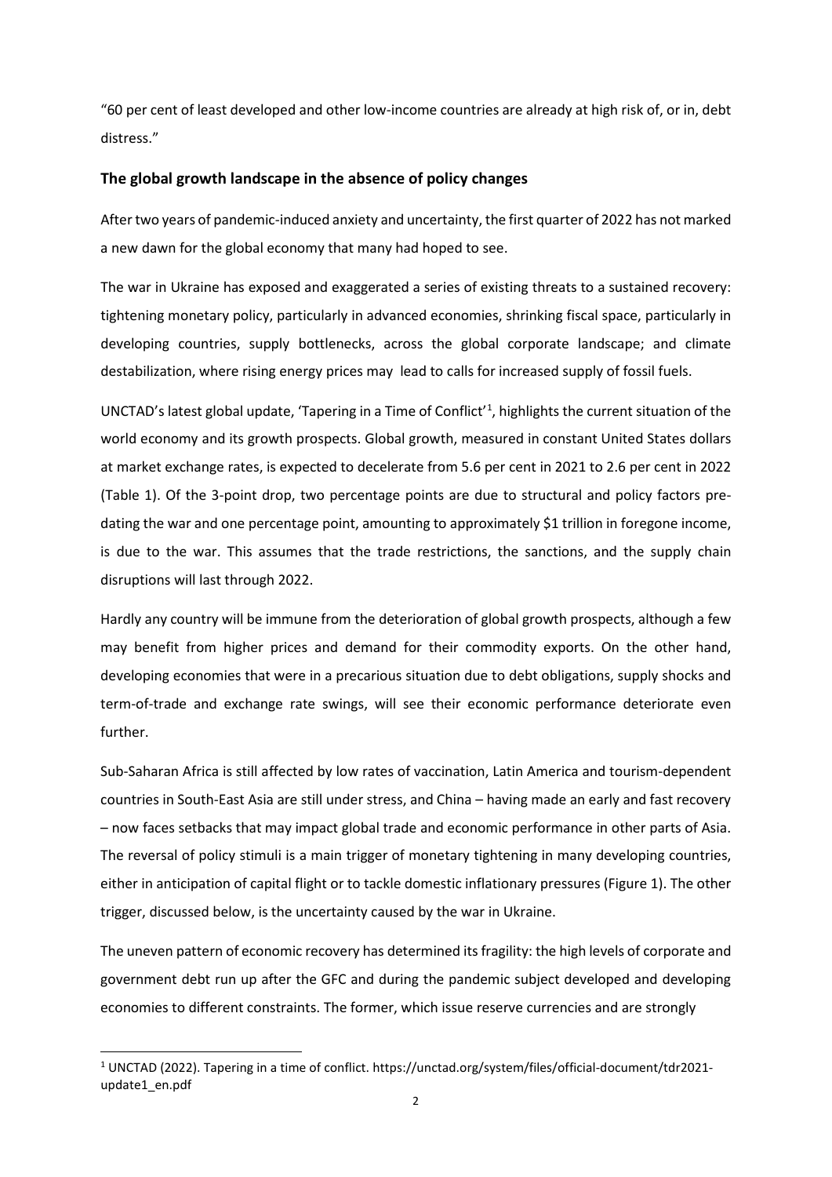"60 per cent of least developed and other low-income countries are already at high risk of, or in, debt distress."

## The global growth landscape in the absence of policy changes

After two years of pandemic-induced anxiety and uncertainty, the first quarter of 2022 has not marked a new dawn for the global economy that many had hoped to see.

The war in Ukraine has exposed and exaggerated a series of existing threats to a sustained recovery: tightening monetary policy, particularly in advanced economies, shrinking fiscal space, particularly in developing countries, supply bottlenecks, across the global corporate landscape; and climate destabilization, where rising energy prices may lead to calls for increased supply of fossil fuels.

UNCTAD's latest global update, 'Tapering in a Time of Conflict'[1], highlights the current situation of the world economy and its growth prospects. Global growth, measured in constant United States dollars at market exchange rates, is expected to decelerate from 5.6 per cent in 2021 to 2.6 per cent in 2022 (Table 1). Of the 3-point drop, two percentage points are due to structural and policy factors pre-dating the war and one percentage point, amounting to approximately $1 trillion in foregone income, is due to the war. This assumes that the trade restrictions, the sanctions, and the supply chain disruptions will last through 2022.

Hardly any country will be immune from the deterioration of global growth prospects, although a few may benefit from higher prices and demand for their commodity exports. On the other hand, developing economies that were in a precarious situation due to debt obligations, supply shocks and term-of-trade and exchange rate swings, will see their economic performance deteriorate even further.

Sub-Saharan Africa is still affected by low rates of vaccination, Latin America and tourism-dependent countries in South-East Asia are still under stress, and China – having made an early and fast recovery – now faces setbacks that may impact global trade and economic performance in other parts of Asia. The reversal of policy stimuli is a main trigger of monetary tightening in many developing countries, either in anticipation of capital flight or to tackle domestic inflationary pressures (Figure 1). The other trigger, discussed below, is the uncertainty caused by the war in Ukraine.

The uneven pattern of economic recovery has determined its fragility: the high levels of corporate and government debt run up after the GFC and during the pandemic subject developed and developing economies to different constraints. The former, which issue reserve currencies and are strongly

[1] UNCTAD (2022). Tapering in a time of conflict. https://unctad.org/system/files/official-document/tdr2021-update1_en.pdf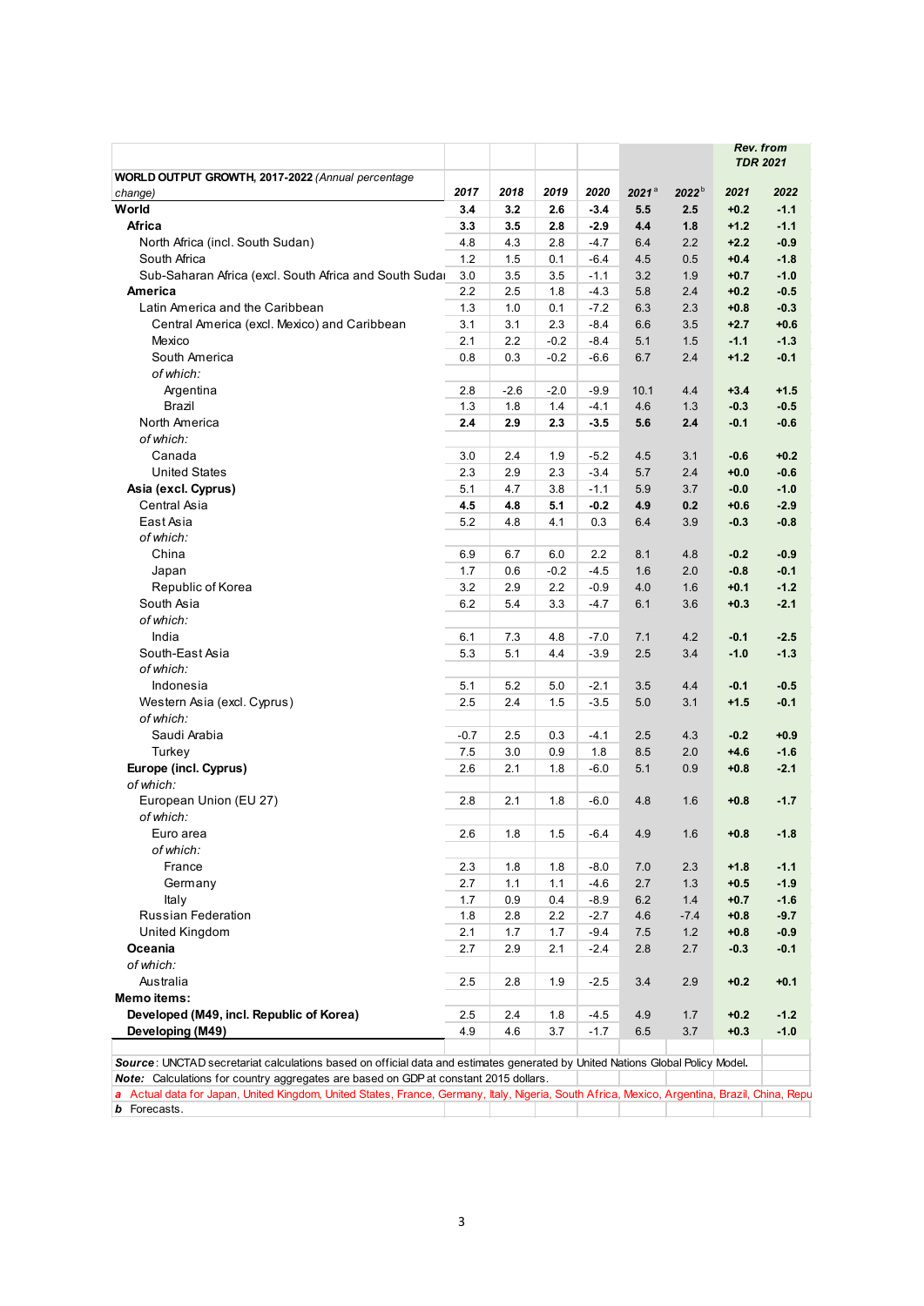| **WORLD OUTPUT GROWTH, 2017-2022** *(Annual percentage change)* | 2017 | 2018 | 2019 | 2020 | 2021[a] | 2022[b] | Rev. from TDR 2021 2021 | Rev. from TDR 2021 2022 |
|---|---|---|---|---|---|---|---|---|
| **World** | **3.4** | **3.2** | **2.6** | **-3.4** | **5.5** | **2.5** | **+0.2** | **-1.1** |
| **Africa** | **3.3** | **3.5** | **2.8** | **-2.9** | **4.4** | **1.8** | **+1.2** | **-1.1** |
| North Africa (incl. South Sudan) | 4.8 | 4.3 | 2.8 | -4.7 | 6.4 | 2.2 | **+2.2** | **-0.9** |
| South Africa | 1.2 | 1.5 | 0.1 | -6.4 | 4.5 | 0.5 | **+0.4** | **-1.8** |
| Sub-Saharan Africa (excl. South Africa and South Sudan) | 3.0 | 3.5 | 3.5 | -1.1 | 3.2 | 1.9 | **+0.7** | **-1.0** |
| **America** | 2.2 | 2.5 | 1.8 | -4.3 | 5.8 | 2.4 | **+0.2** | **-0.5** |
| Latin America and the Caribbean | 1.3 | 1.0 | 0.1 | -7.2 | 6.3 | 2.3 | **+0.8** | **-0.3** |
| Central America (excl. Mexico) and Caribbean | 3.1 | 3.1 | 2.3 | -8.4 | 6.6 | 3.5 | **+2.7** | **+0.6** |
| Mexico | 2.1 | 2.2 | -0.2 | -8.4 | 5.1 | 1.5 | **-1.1** | **-1.3** |
| South America | 0.8 | 0.3 | -0.2 | -6.6 | 6.7 | 2.4 | **+1.2** | **-0.1** |
| *of which:* | | | | | | | | |
| Argentina | 2.8 | -2.6 | -2.0 | -9.9 | 10.1 | 4.4 | **+3.4** | **+1.5** |
| Brazil | 1.3 | 1.8 | 1.4 | -4.1 | 4.6 | 1.3 | **-0.3** | **-0.5** |
| North America | **2.4** | **2.9** | **2.3** | **-3.5** | **5.6** | **2.4** | **-0.1** | **-0.6** |
| *of which:* | | | | | | | | |
| Canada | 3.0 | 2.4 | 1.9 | -5.2 | 4.5 | 3.1 | **-0.6** | **+0.2** |
| United States | 2.3 | 2.9 | 2.3 | -3.4 | 5.7 | 2.4 | **+0.0** | **-0.6** |
| **Asia (excl. Cyprus)** | 5.1 | 4.7 | 3.8 | -1.1 | 5.9 | 3.7 | **-0.0** | **-1.0** |
| Central Asia | **4.5** | **4.8** | **5.1** | **-0.2** | **4.9** | **0.2** | **+0.6** | **-2.9** |
| East Asia | 5.2 | 4.8 | 4.1 | 0.3 | 6.4 | 3.9 | **-0.3** | **-0.8** |
| *of which:* | | | | | | | | |
| China | 6.9 | 6.7 | 6.0 | 2.2 | 8.1 | 4.8 | **-0.2** | **-0.9** |
| Japan | 1.7 | 0.6 | -0.2 | -4.5 | 1.6 | 2.0 | **-0.8** | **-0.1** |
| Republic of Korea | 3.2 | 2.9 | 2.2 | -0.9 | 4.0 | 1.6 | **+0.1** | **-1.2** |
| South Asia | 6.2 | 5.4 | 3.3 | -4.7 | 6.1 | 3.6 | **+0.3** | **-2.1** |
| *of which:* | | | | | | | | |
| India | 6.1 | 7.3 | 4.8 | -7.0 | 7.1 | 4.2 | **-0.1** | **-2.5** |
| South-East Asia | 5.3 | 5.1 | 4.4 | -3.9 | 2.5 | 3.4 | **-1.0** | **-1.3** |
| *of which:* | | | | | | | | |
| Indonesia | 5.1 | 5.2 | 5.0 | -2.1 | 3.5 | 4.4 | **-0.1** | **-0.5** |
| Western Asia (excl. Cyprus) | 2.5 | 2.4 | 1.5 | -3.5 | 5.0 | 3.1 | **+1.5** | **-0.1** |
| *of which:* | | | | | | | | |
| Saudi Arabia | -0.7 | 2.5 | 0.3 | -4.1 | 2.5 | 4.3 | **-0.2** | **+0.9** |
| Turkey | 7.5 | 3.0 | 0.9 | 1.8 | 8.5 | 2.0 | **+4.6** | **-1.6** |
| **Europe (incl. Cyprus)** | 2.6 | 2.1 | 1.8 | -6.0 | 5.1 | 0.9 | **+0.8** | **-2.1** |
| *of which:* | | | | | | | | |
| European Union (EU 27) | 2.8 | 2.1 | 1.8 | -6.0 | 4.8 | 1.6 | **+0.8** | **-1.7** |
| *of which:* | | | | | | | | |
| Euro area | 2.6 | 1.8 | 1.5 | -6.4 | 4.9 | 1.6 | **+0.8** | **-1.8** |
| *of which:* | | | | | | | | |
| France | 2.3 | 1.8 | 1.8 | -8.0 | 7.0 | 2.3 | **+1.8** | **-1.1** |
| Germany | 2.7 | 1.1 | 1.1 | -4.6 | 2.7 | 1.3 | **+0.5** | **-1.9** |
| Italy | 1.7 | 0.9 | 0.4 | -8.9 | 6.2 | 1.4 | **+0.7** | **-1.6** |
| Russian Federation | 1.8 | 2.8 | 2.2 | -2.7 | 4.6 | -7.4 | **+0.8** | **-9.7** |
| United Kingdom | 2.1 | 1.7 | 1.7 | -9.4 | 7.5 | 1.2 | **+0.8** | **-0.9** |
| **Oceania** | 2.7 | 2.9 | 2.1 | -2.4 | 2.8 | 2.7 | **-0.3** | **-0.1** |
| *of which:* | | | | | | | | |
| Australia | 2.5 | 2.8 | 1.9 | -2.5 | 3.4 | 2.9 | **+0.2** | **+0.1** |
| **Memo items:** | | | | | | | | |
| **Developed (M49, incl. Republic of Korea)** | 2.5 | 2.4 | 1.8 | -4.5 | 4.9 | 1.7 | **+0.2** | **-1.2** |
| **Developing (M49)** | 4.9 | 4.6 | 3.7 | -1.7 | 6.5 | 3.7 | **+0.3** | **-1.0** |

***Source***: UNCTAD secretariat calculations based on official data and estimates generated by United Nations Global Policy Model.

***Note:*** Calculations for country aggregates are based on GDP at constant 2015 dollars.

***a*** Actual data for Japan, United Kingdom, United States, France, Germany, Italy, Nigeria, South Africa, Mexico, Argentina, Brazil, China, Repu

***b*** Forecasts.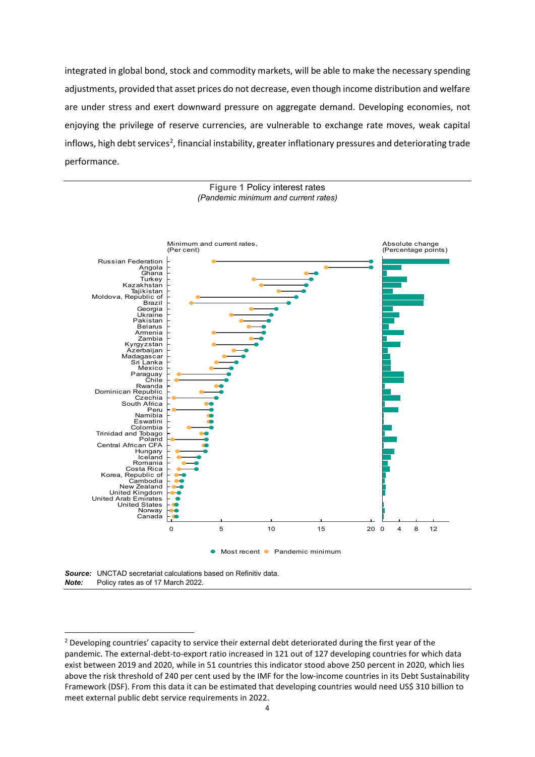integrated in global bond, stock and commodity markets, will be able to make the necessary spending adjustments, provided that asset prices do not decrease, even though income distribution and welfare are under stress and exert downward pressure on aggregate demand. Developing economies, not enjoying the privilege of reserve currencies, are vulnerable to exchange rate moves, weak capital inflows, high debt services[2], financial instability, greater inflationary pressures and deteriorating trade performance.

**Figure 1** Policy interest rates
*(Pandemic minimum and current rates)*

Minimum and current rates, (Per cent)

Absolute change (Percentage points)

Russian Federation, Angola, Ghana, Turkey, Kazakhstan, Tajikistan, Moldova, Republic of, Brazil, Georgia, Ukraine, Pakistan, Belarus, Armenia, Zambia, Kyrgyzstan, Azerbaijan, Madagascar, Sri Lanka, Mexico, Paraguay, Chile, Rwanda, Dominican Republic, Czechia, South Africa, Peru, Namibia, Eswatini, Colombia, Trinidad and Tobago, Poland, Central African CFA, Hungary, Iceland, Romania, Costa Rica, Korea, Republic of, Cambodia, New Zealand, United Kingdom, United Arab Emirates, United States, Norway, Canada

Most recent ● Pandemic minimum

***Source:*** UNCTAD secretariat calculations based on Refinitiv data.
***Note:*** Policy rates as of 17 March 2022.

---

[2] Developing countries' capacity to service their external debt deteriorated during the first year of the pandemic. The external-debt-to-export ratio increased in 121 out of 127 developing countries for which data exist between 2019 and 2020, while in 51 countries this indicator stood above 250 percent in 2020, which lies above the risk threshold of 240 per cent used by the IMF for the low-income countries in its Debt Sustainability Framework (DSF). From this data it can be estimated that developing countries would need US$ 310 billion to meet external public debt service requirements in 2022.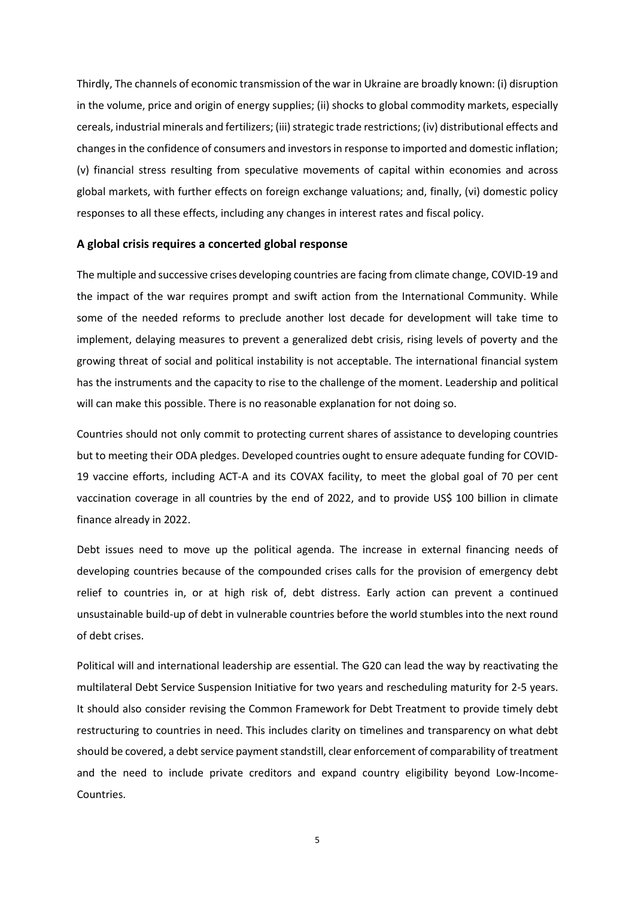Thirdly, The channels of economic transmission of the war in Ukraine are broadly known: (i) disruption in the volume, price and origin of energy supplies; (ii) shocks to global commodity markets, especially cereals, industrial minerals and fertilizers; (iii) strategic trade restrictions; (iv) distributional effects and changes in the confidence of consumers and investors in response to imported and domestic inflation; (v) financial stress resulting from speculative movements of capital within economies and across global markets, with further effects on foreign exchange valuations; and, finally, (vi) domestic policy responses to all these effects, including any changes in interest rates and fiscal policy.

## A global crisis requires a concerted global response

The multiple and successive crises developing countries are facing from climate change, COVID-19 and the impact of the war requires prompt and swift action from the International Community. While some of the needed reforms to preclude another lost decade for development will take time to implement, delaying measures to prevent a generalized debt crisis, rising levels of poverty and the growing threat of social and political instability is not acceptable. The international financial system has the instruments and the capacity to rise to the challenge of the moment. Leadership and political will can make this possible. There is no reasonable explanation for not doing so.

Countries should not only commit to protecting current shares of assistance to developing countries but to meeting their ODA pledges. Developed countries ought to ensure adequate funding for COVID-19 vaccine efforts, including ACT-A and its COVAX facility, to meet the global goal of 70 per cent vaccination coverage in all countries by the end of 2022, and to provide US$ 100 billion in climate finance already in 2022.

Debt issues need to move up the political agenda. The increase in external financing needs of developing countries because of the compounded crises calls for the provision of emergency debt relief to countries in, or at high risk of, debt distress. Early action can prevent a continued unsustainable build-up of debt in vulnerable countries before the world stumbles into the next round of debt crises.

Political will and international leadership are essential. The G20 can lead the way by reactivating the multilateral Debt Service Suspension Initiative for two years and rescheduling maturity for 2-5 years. It should also consider revising the Common Framework for Debt Treatment to provide timely debt restructuring to countries in need. This includes clarity on timelines and transparency on what debt should be covered, a debt service payment standstill, clear enforcement of comparability of treatment and the need to include private creditors and expand country eligibility beyond Low-Income-Countries.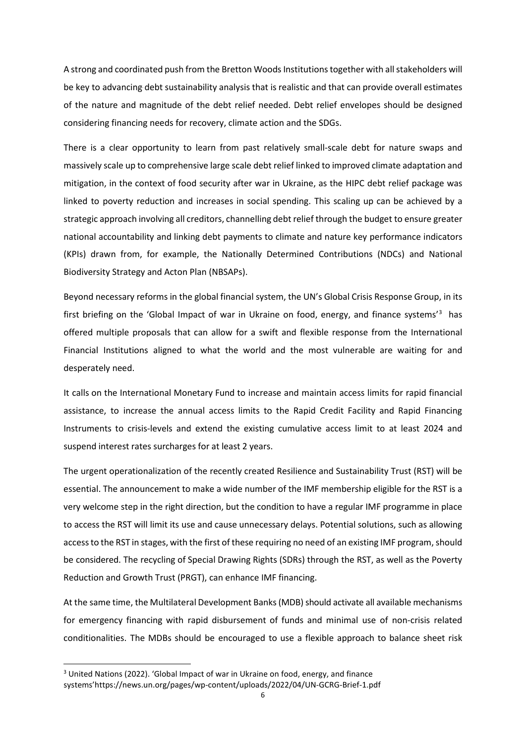A strong and coordinated push from the Bretton Woods Institutions together with all stakeholders will be key to advancing debt sustainability analysis that is realistic and that can provide overall estimates of the nature and magnitude of the debt relief needed. Debt relief envelopes should be designed considering financing needs for recovery, climate action and the SDGs.

There is a clear opportunity to learn from past relatively small-scale debt for nature swaps and massively scale up to comprehensive large scale debt relief linked to improved climate adaptation and mitigation, in the context of food security after war in Ukraine, as the HIPC debt relief package was linked to poverty reduction and increases in social spending. This scaling up can be achieved by a strategic approach involving all creditors, channelling debt relief through the budget to ensure greater national accountability and linking debt payments to climate and nature key performance indicators (KPIs) drawn from, for example, the Nationally Determined Contributions (NDCs) and National Biodiversity Strategy and Acton Plan (NBSAPs).

Beyond necessary reforms in the global financial system, the UN's Global Crisis Response Group, in its first briefing on the 'Global Impact of war in Ukraine on food, energy, and finance systems'[3] has offered multiple proposals that can allow for a swift and flexible response from the International Financial Institutions aligned to what the world and the most vulnerable are waiting for and desperately need.

It calls on the International Monetary Fund to increase and maintain access limits for rapid financial assistance, to increase the annual access limits to the Rapid Credit Facility and Rapid Financing Instruments to crisis-levels and extend the existing cumulative access limit to at least 2024 and suspend interest rates surcharges for at least 2 years.

The urgent operationalization of the recently created Resilience and Sustainability Trust (RST) will be essential. The announcement to make a wide number of the IMF membership eligible for the RST is a very welcome step in the right direction, but the condition to have a regular IMF programme in place to access the RST will limit its use and cause unnecessary delays. Potential solutions, such as allowing access to the RST in stages, with the first of these requiring no need of an existing IMF program, should be considered. The recycling of Special Drawing Rights (SDRs) through the RST, as well as the Poverty Reduction and Growth Trust (PRGT), can enhance IMF financing.

At the same time, the Multilateral Development Banks (MDB) should activate all available mechanisms for emergency financing with rapid disbursement of funds and minimal use of non-crisis related conditionalities. The MDBs should be encouraged to use a flexible approach to balance sheet risk

[3] United Nations (2022). 'Global Impact of war in Ukraine on food, energy, and finance systems'https://news.un.org/pages/wp-content/uploads/2022/04/UN-GCRG-Brief-1.pdf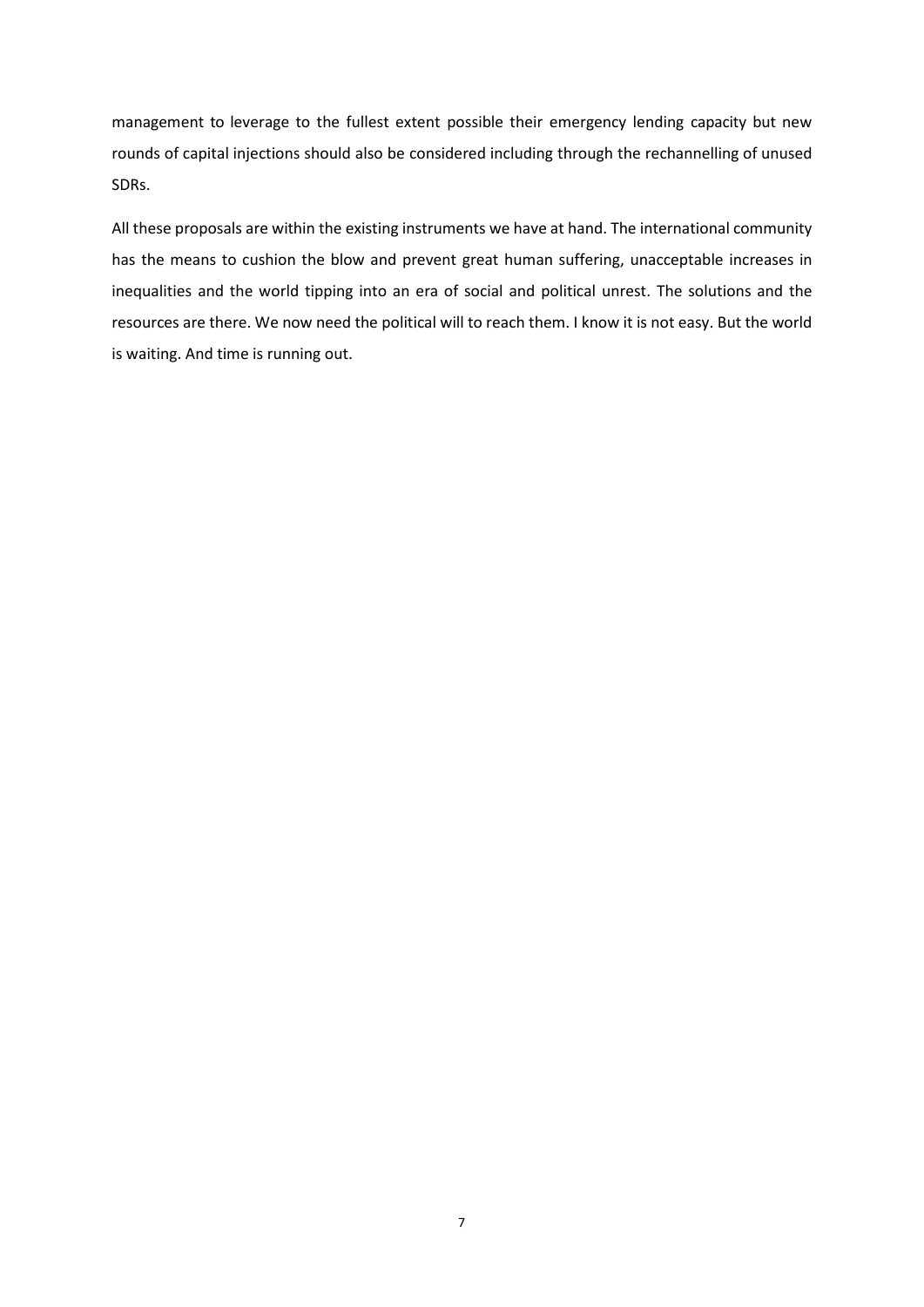management to leverage to the fullest extent possible their emergency lending capacity but new rounds of capital injections should also be considered including through the rechannelling of unused SDRs.

All these proposals are within the existing instruments we have at hand. The international community has the means to cushion the blow and prevent great human suffering, unacceptable increases in inequalities and the world tipping into an era of social and political unrest. The solutions and the resources are there. We now need the political will to reach them. I know it is not easy. But the world is waiting. And time is running out.